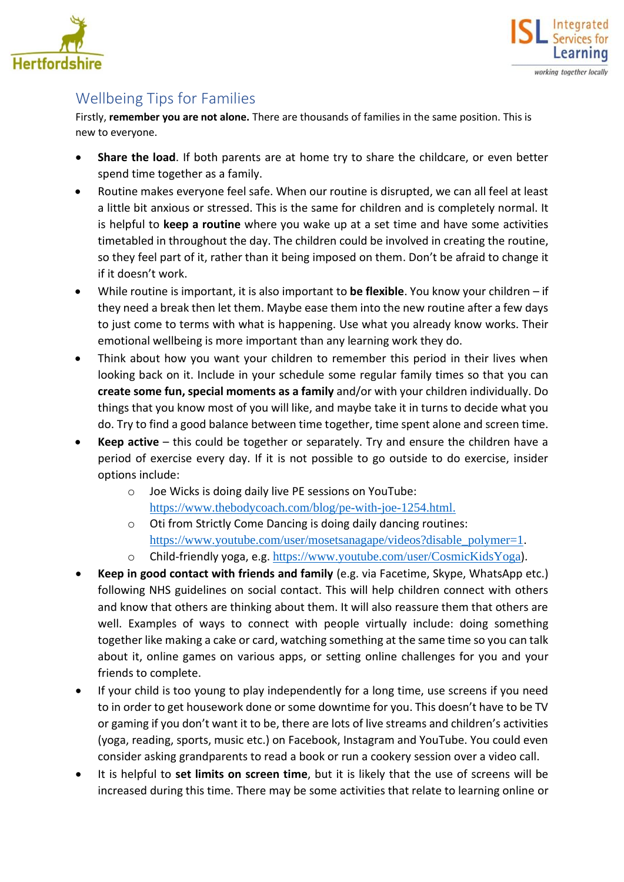## Wellbeing Tips for Families

Firstly, **remember you are not alone.** There are thousands of families in the same position. This is new to everyone.

- **Share the load**. If both parents are at home try to share the childcare, or even better spend time together as a family.
- Routine makes everyone feel safe. When our routine is disrupted, we can all feel at least a little bit anxious or stressed. This is the same for children and is completely normal. It is helpful to **keep a routine** where you wake up at a set time and have some activities timetabled in throughout the day. The children could be involved in creating the routine, so they feel part of it, rather than it being imposed on them. Don't be afraid to change it if it doesn't work.
- While routine is important, it is also important to **be flexible**. You know your children – if they need a break then let them. Maybe ease them into the new routine after a few days to just come to terms with what is happening. Use what you already know works. Their emotional wellbeing is more important than any learning work they do.
- Think about how you want your children to remember this period in their lives when looking back on it. Include in your schedule some regular family times so that you can **create some fun, special moments as a family** and/or with your children individually. Do things that you know most of you will like, and maybe take it in turns to decide what you do. Try to find a good balance between time together, time spent alone and screen time.
- **Keep active** – this could be together or separately. Try and ensure the children have a period of exercise every day. If it is not possible to go outside to do exercise, insider options include:
  - Joe Wicks is doing daily live PE sessions on YouTube: https://www.thebodycoach.com/blog/pe-with-joe-1254.html.
  - Oti from Strictly Come Dancing is doing daily dancing routines: https://www.youtube.com/user/mosetsanagape/videos?disable_polymer=1.
  - Child-friendly yoga, e.g. https://www.youtube.com/user/CosmicKidsYoga).
- **Keep in good contact with friends and family** (e.g. via Facetime, Skype, WhatsApp etc.) following NHS guidelines on social contact. This will help children connect with others and know that others are thinking about them. It will also reassure them that others are well. Examples of ways to connect with people virtually include: doing something together like making a cake or card, watching something at the same time so you can talk about it, online games on various apps, or setting online challenges for you and your friends to complete.
- If your child is too young to play independently for a long time, use screens if you need to in order to get housework done or some downtime for you. This doesn't have to be TV or gaming if you don't want it to be, there are lots of live streams and children's activities (yoga, reading, sports, music etc.) on Facebook, Instagram and YouTube. You could even consider asking grandparents to read a book or run a cookery session over a video call.
- It is helpful to **set limits on screen time**, but it is likely that the use of screens will be increased during this time. There may be some activities that relate to learning online or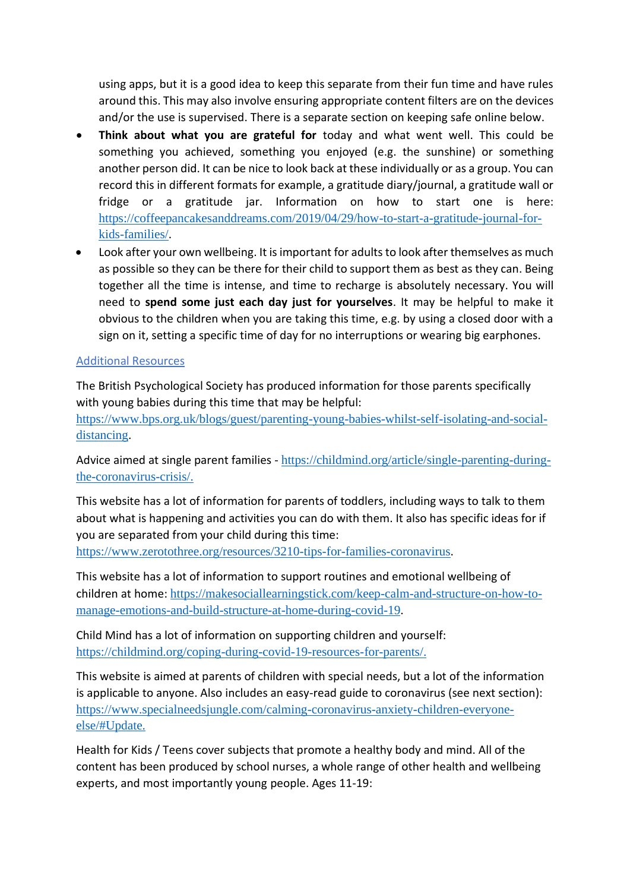using apps, but it is a good idea to keep this separate from their fun time and have rules around this. This may also involve ensuring appropriate content filters are on the devices and/or the use is supervised. There is a separate section on keeping safe online below.

- **Think about what you are grateful for** today and what went well. This could be something you achieved, something you enjoyed (e.g. the sunshine) or something another person did. It can be nice to look back at these individually or as a group. You can record this in different formats for example, a gratitude diary/journal, a gratitude wall or fridge or a gratitude jar. Information on how to start one is here: https://coffeepancakesanddreams.com/2019/04/29/how-to-start-a-gratitude-journal-for-kids-families/.
- Look after your own wellbeing. It is important for adults to look after themselves as much as possible so they can be there for their child to support them as best as they can. Being together all the time is intense, and time to recharge is absolutely necessary. You will need to **spend some just each day just for yourselves**. It may be helpful to make it obvious to the children when you are taking this time, e.g. by using a closed door with a sign on it, setting a specific time of day for no interruptions or wearing big earphones.

## Additional Resources

The British Psychological Society has produced information for those parents specifically with young babies during this time that may be helpful: https://www.bps.org.uk/blogs/guest/parenting-young-babies-whilst-self-isolating-and-social-distancing.

Advice aimed at single parent families - https://childmind.org/article/single-parenting-during-the-coronavirus-crisis/.

This website has a lot of information for parents of toddlers, including ways to talk to them about what is happening and activities you can do with them. It also has specific ideas for if you are separated from your child during this time: https://www.zerotothree.org/resources/3210-tips-for-families-coronavirus.

This website has a lot of information to support routines and emotional wellbeing of children at home: https://makesociallearningstick.com/keep-calm-and-structure-on-how-to-manage-emotions-and-build-structure-at-home-during-covid-19.

Child Mind has a lot of information on supporting children and yourself: https://childmind.org/coping-during-covid-19-resources-for-parents/.

This website is aimed at parents of children with special needs, but a lot of the information is applicable to anyone. Also includes an easy-read guide to coronavirus (see next section): https://www.specialneedsjungle.com/calming-coronavirus-anxiety-children-everyone-else/#Update.

Health for Kids / Teens cover subjects that promote a healthy body and mind. All of the content has been produced by school nurses, a whole range of other health and wellbeing experts, and most importantly young people. Ages 11-19: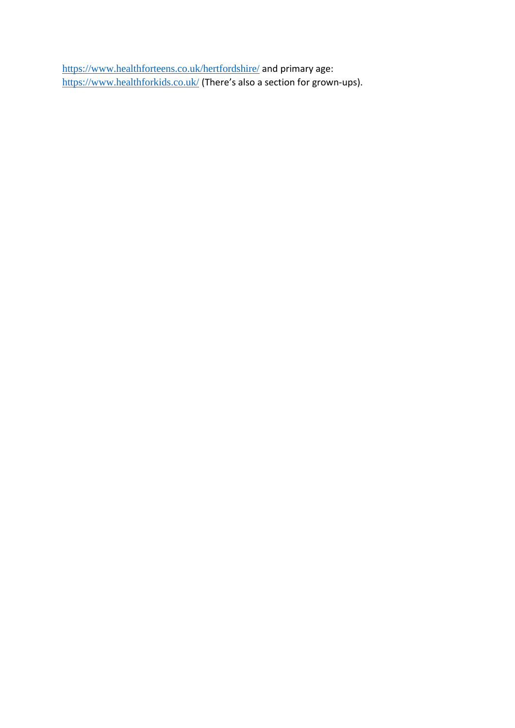https://www.healthforteens.co.uk/hertfordshire/ and primary age:
https://www.healthforkids.co.uk/ (There's also a section for grown-ups).